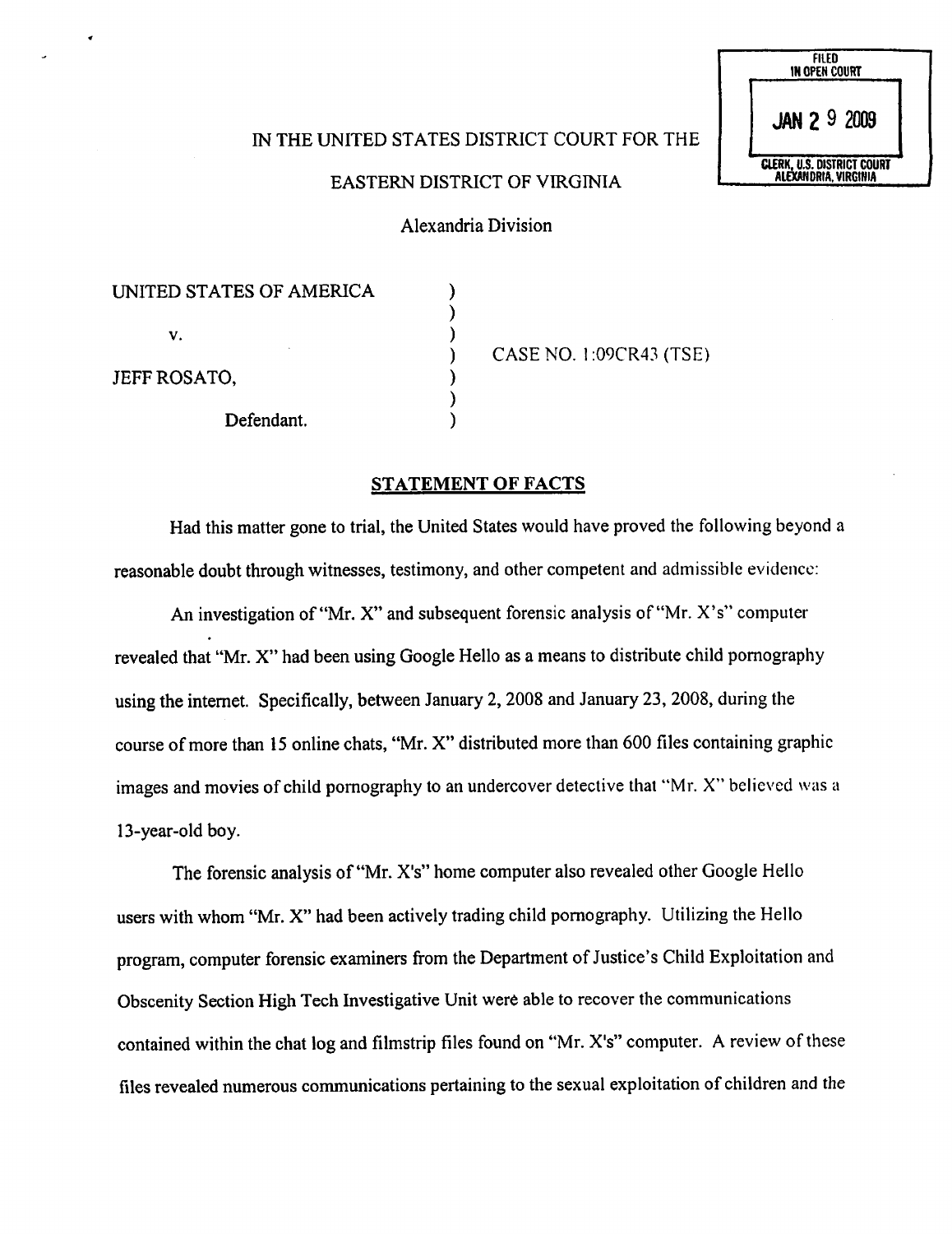FILED
IN OPEN COURT

JAN 29 2009

CLERK, U.S. DISTRICT COURT
ALEXANDRIA, VIRGINIA

IN THE UNITED STATES DISTRICT COURT FOR THE

EASTERN DISTRICT OF VIRGINIA

Alexandria Division

| | | |
|---|---|---|
| UNITED STATES OF AMERICA | ) | |
| | ) | |
| v. | ) | |
| | ) | CASE NO. 1:09CR43 (TSE) |
| JEFF ROSATO, | ) | |
| | ) | |
| Defendant. | ) | |

## STATEMENT OF FACTS

Had this matter gone to trial, the United States would have proved the following beyond a reasonable doubt through witnesses, testimony, and other competent and admissible evidence:

An investigation of "Mr. X" and subsequent forensic analysis of "Mr. X's" computer revealed that "Mr. X" had been using Google Hello as a means to distribute child pornography using the internet. Specifically, between January 2, 2008 and January 23, 2008, during the course of more than 15 online chats, "Mr. X" distributed more than 600 files containing graphic images and movies of child pornography to an undercover detective that "Mr. X" believed was a 13-year-old boy.

The forensic analysis of "Mr. X's" home computer also revealed other Google Hello users with whom "Mr. X" had been actively trading child pornography. Utilizing the Hello program, computer forensic examiners from the Department of Justice's Child Exploitation and Obscenity Section High Tech Investigative Unit were able to recover the communications contained within the chat log and filmstrip files found on "Mr. X's" computer. A review of these files revealed numerous communications pertaining to the sexual exploitation of children and the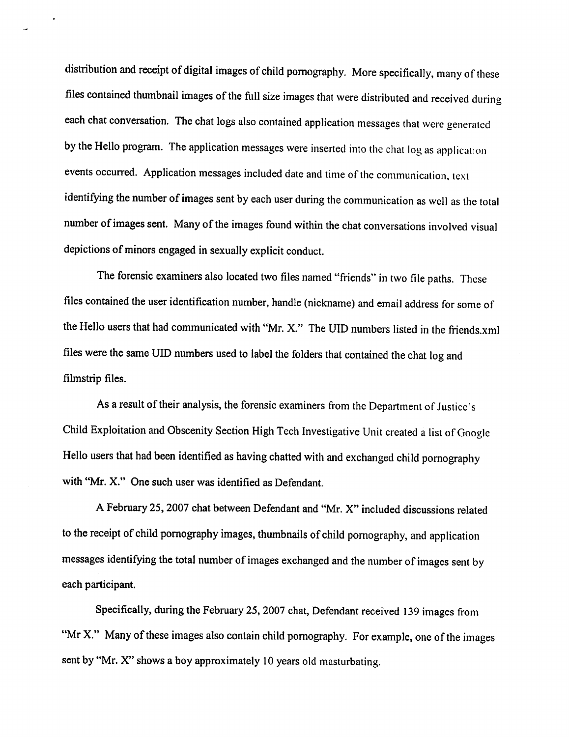distribution and receipt of digital images of child pornography. More specifically, many of these files contained thumbnail images of the full size images that were distributed and received during each chat conversation. The chat logs also contained application messages that were generated by the Hello program. The application messages were inserted into the chat log as application events occurred. Application messages included date and time of the communication, text identifying the number of images sent by each user during the communication as well as the total number of images sent. Many of the images found within the chat conversations involved visual depictions of minors engaged in sexually explicit conduct.

The forensic examiners also located two files named "friends" in two file paths. These files contained the user identification number, handle (nickname) and email address for some of the Hello users that had communicated with "Mr. X." The UID numbers listed in the friends.xml files were the same UID numbers used to label the folders that contained the chat log and filmstrip files.

As a result of their analysis, the forensic examiners from the Department of Justice's Child Exploitation and Obscenity Section High Tech Investigative Unit created a list of Google Hello users that had been identified as having chatted with and exchanged child pornography with "Mr. X." One such user was identified as Defendant.

A February 25, 2007 chat between Defendant and "Mr. X" included discussions related to the receipt of child pornography images, thumbnails of child pornography, and application messages identifying the total number of images exchanged and the number of images sent by each participant.

Specifically, during the February 25, 2007 chat, Defendant received 139 images from "Mr X." Many of these images also contain child pornography. For example, one of the images sent by "Mr. X" shows a boy approximately 10 years old masturbating.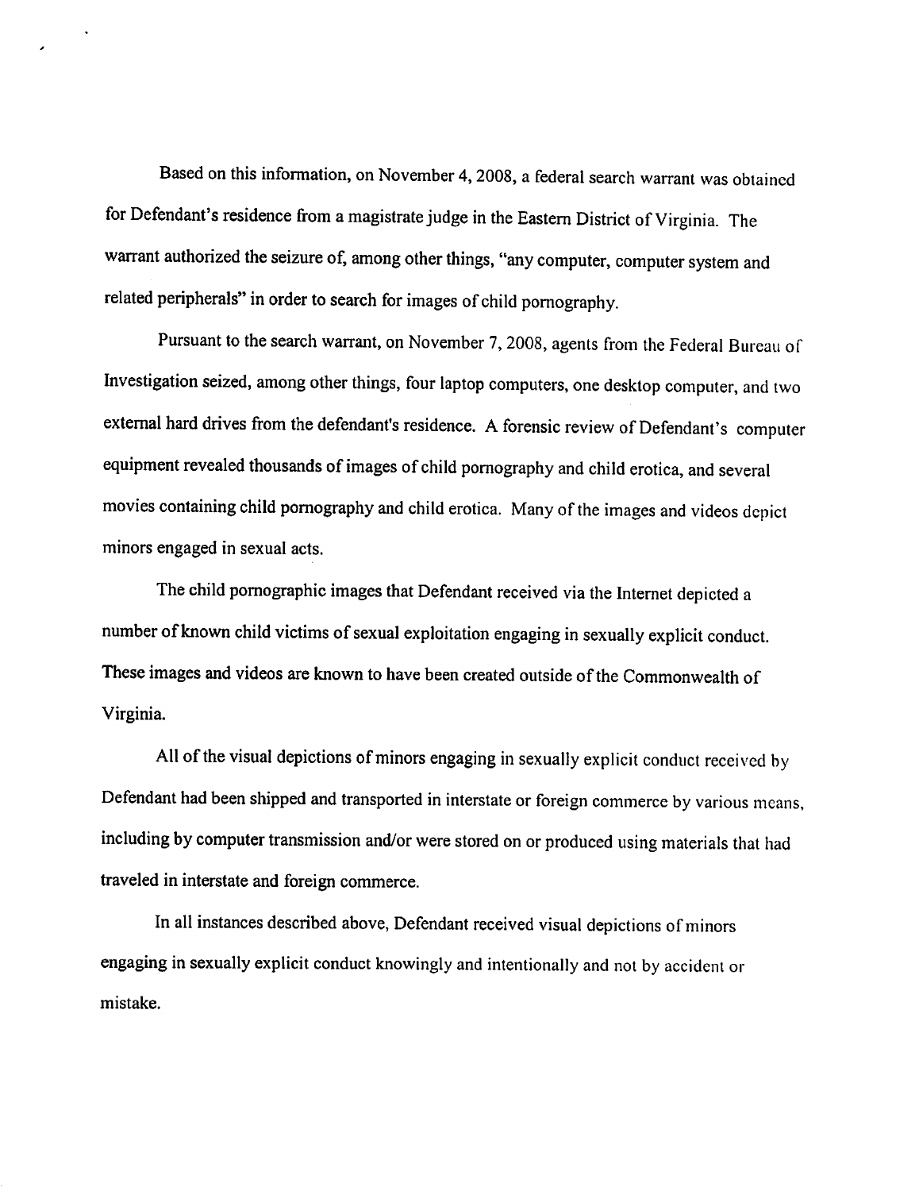Based on this information, on November 4, 2008, a federal search warrant was obtained for Defendant's residence from a magistrate judge in the Eastern District of Virginia. The warrant authorized the seizure of, among other things, "any computer, computer system and related peripherals" in order to search for images of child pornography.

Pursuant to the search warrant, on November 7, 2008, agents from the Federal Bureau of Investigation seized, among other things, four laptop computers, one desktop computer, and two external hard drives from the defendant's residence. A forensic review of Defendant's computer equipment revealed thousands of images of child pornography and child erotica, and several movies containing child pornography and child erotica. Many of the images and videos depict minors engaged in sexual acts.

The child pornographic images that Defendant received via the Internet depicted a number of known child victims of sexual exploitation engaging in sexually explicit conduct. These images and videos are known to have been created outside of the Commonwealth of Virginia.

All of the visual depictions of minors engaging in sexually explicit conduct received by Defendant had been shipped and transported in interstate or foreign commerce by various means, including by computer transmission and/or were stored on or produced using materials that had traveled in interstate and foreign commerce.

In all instances described above, Defendant received visual depictions of minors engaging in sexually explicit conduct knowingly and intentionally and not by accident or mistake.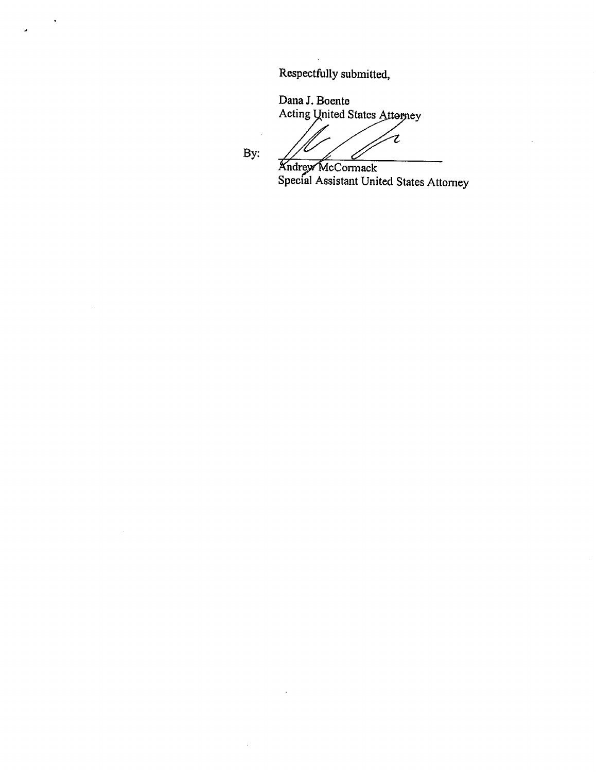Respectfully submitted,

Dana J. Boente
Acting United States Attorney

By: ______________________________
Andrew McCormack
Special Assistant United States Attorney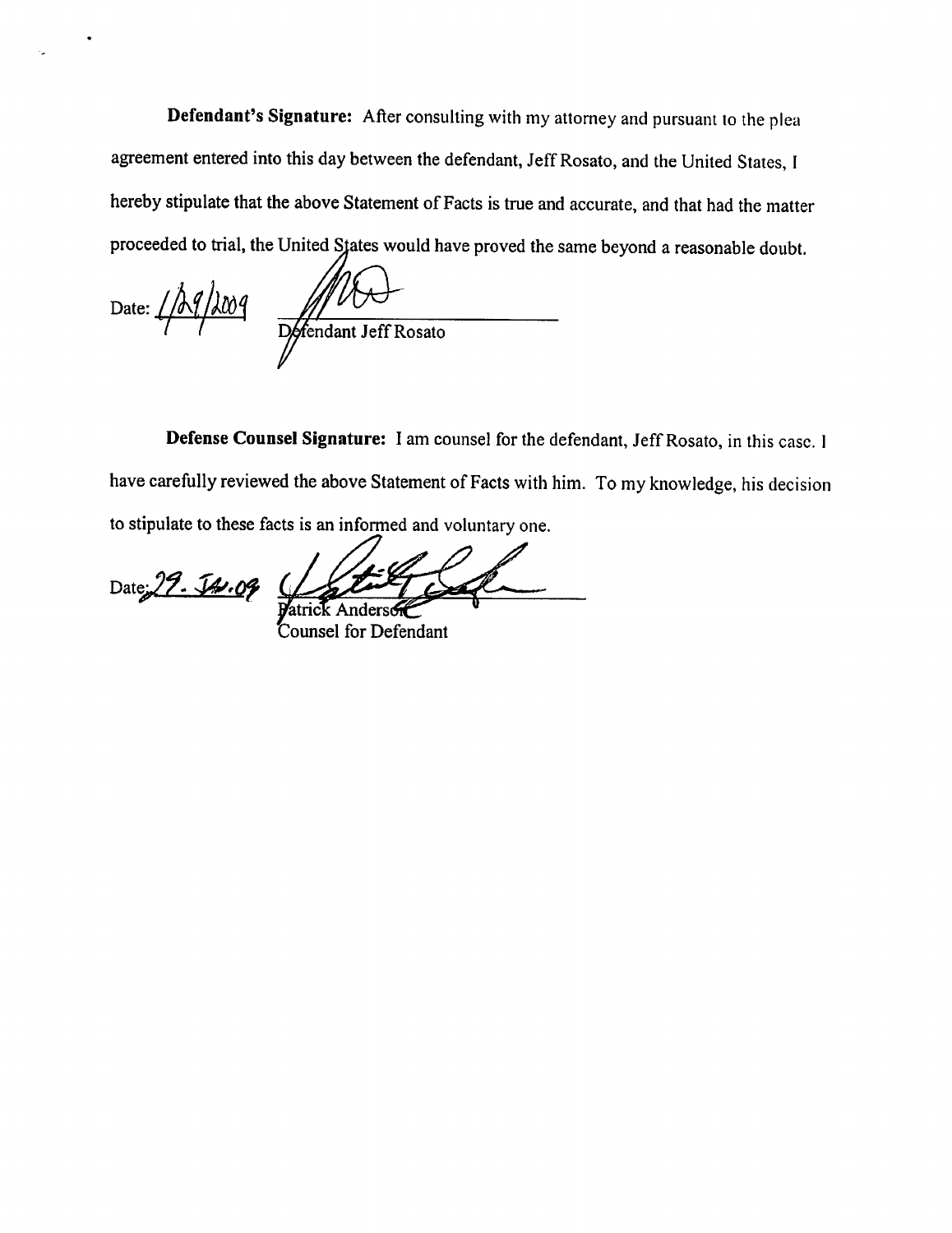**Defendant's Signature:** After consulting with my attorney and pursuant to the plea agreement entered into this day between the defendant, Jeff Rosato, and the United States, I hereby stipulate that the above Statement of Facts is true and accurate, and that had the matter proceeded to trial, the United States would have proved the same beyond a reasonable doubt.

Date: 1/29/2009

Defendant Jeff Rosato

**Defense Counsel Signature:** I am counsel for the defendant, Jeff Rosato, in this case. I have carefully reviewed the above Statement of Facts with him. To my knowledge, his decision to stipulate to these facts is an informed and voluntary one.

Date: 29. JA. 09

Patrick Anderson
Counsel for Defendant